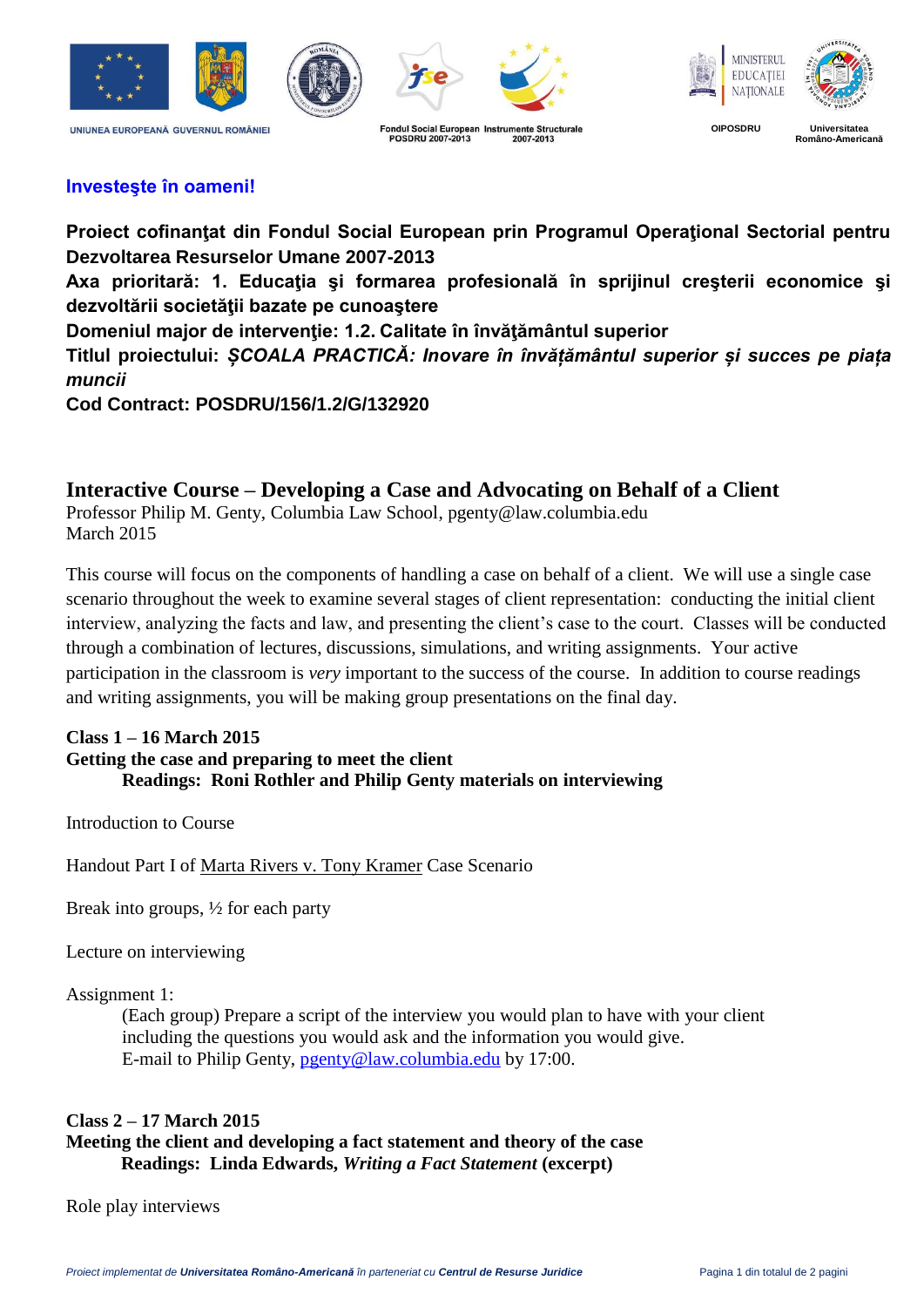UNIUNEA EUROPEANĂ GUVERNUL ROMÂNIEI

Fondul Social European POSDRU 2007-2013 Instrumente Structurale 2007-2013

OIPOSDRU Universitatea Româno-Americană

**Investeşte în oameni!**

**Proiect cofinanţat din Fondul Social European prin Programul Operaţional Sectorial pentru Dezvoltarea Resurselor Umane 2007-2013**
**Axa prioritară: 1. Educaţia şi formarea profesională în sprijinul creşterii economice şi dezvoltării societăţii bazate pe cunoaştere**
**Domeniul major de intervenţie: 1.2. Calitate în învăţământul superior**
**Titlul proiectului: *ȘCOALA PRACTICĂ: Inovare în învățământul superior și succes pe piața muncii***
**Cod Contract: POSDRU/156/1.2/G/132920**

## Interactive Course – Developing a Case and Advocating on Behalf of a Client

Professor Philip M. Genty, Columbia Law School, pgenty@law.columbia.edu
March 2015

This course will focus on the components of handling a case on behalf of a client. We will use a single case scenario throughout the week to examine several stages of client representation: conducting the initial client interview, analyzing the facts and law, and presenting the client's case to the court. Classes will be conducted through a combination of lectures, discussions, simulations, and writing assignments. Your active participation in the classroom is *very* important to the success of the course. In addition to course readings and writing assignments, you will be making group presentations on the final day.

**Class 1 – 16 March 2015**
**Getting the case and preparing to meet the client**
**Readings: Roni Rothler and Philip Genty materials on interviewing**

Introduction to Course

Handout Part I of Marta Rivers v. Tony Kramer Case Scenario

Break into groups, ½ for each party

Lecture on interviewing

Assignment 1:
(Each group) Prepare a script of the interview you would plan to have with your client including the questions you would ask and the information you would give.
E-mail to Philip Genty, pgenty@law.columbia.edu by 17:00.

**Class 2 – 17 March 2015**
**Meeting the client and developing a fact statement and theory of the case**
**Readings: Linda Edwards, *Writing a Fact Statement* (excerpt)**

Role play interviews

*Proiect implementat de **Universitatea Româno-Americană** în parteneriat cu **Centrul de Resurse Juridice***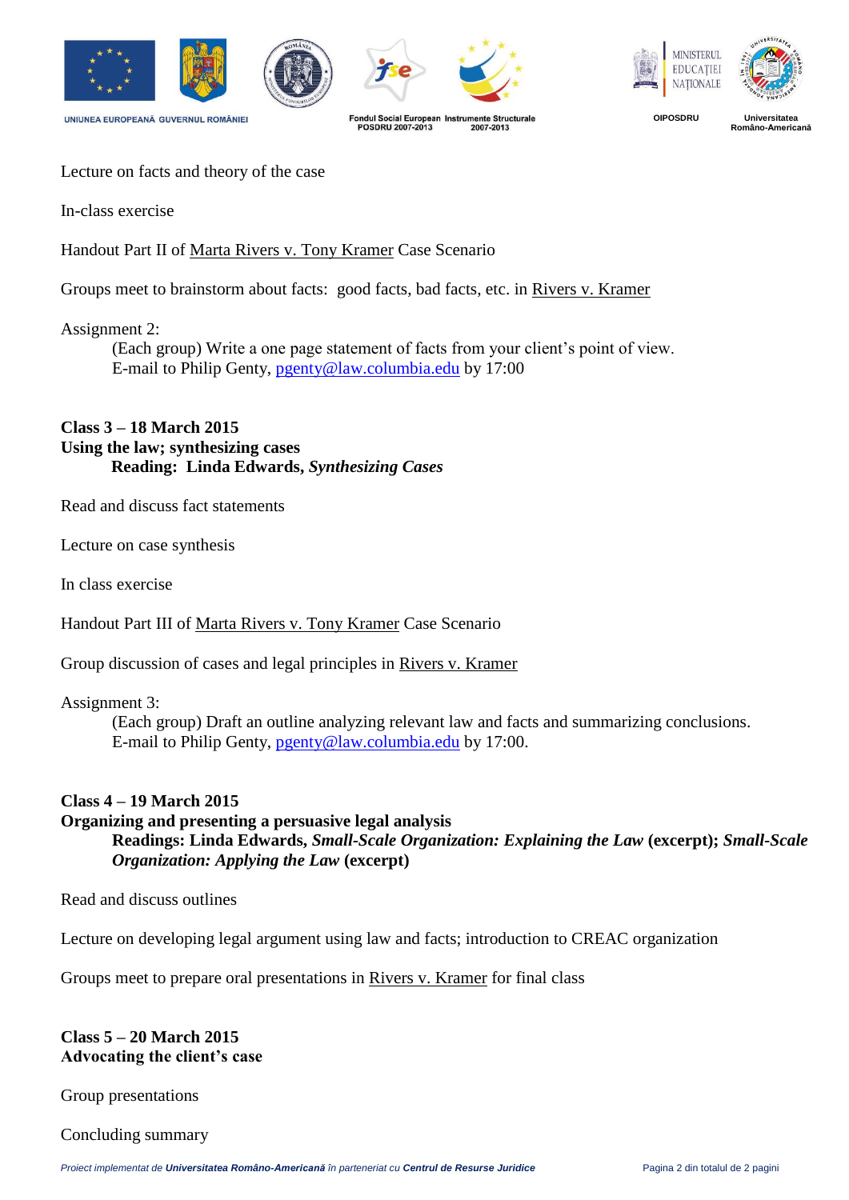Lecture on facts and theory of the case

In-class exercise

Handout Part II of Marta Rivers v. Tony Kramer Case Scenario

Groups meet to brainstorm about facts: good facts, bad facts, etc. in Rivers v. Kramer

Assignment 2:

(Each group) Write a one page statement of facts from your client's point of view.
E-mail to Philip Genty, pgenty@law.columbia.edu by 17:00

**Class 3 – 18 March 2015**
**Using the law; synthesizing cases**
**Reading: Linda Edwards, *Synthesizing Cases***

Read and discuss fact statements

Lecture on case synthesis

In class exercise

Handout Part III of Marta Rivers v. Tony Kramer Case Scenario

Group discussion of cases and legal principles in Rivers v. Kramer

Assignment 3:

(Each group) Draft an outline analyzing relevant law and facts and summarizing conclusions.
E-mail to Philip Genty, pgenty@law.columbia.edu by 17:00.

**Class 4 – 19 March 2015**
**Organizing and presenting a persuasive legal analysis**
**Readings: Linda Edwards, *Small-Scale Organization: Explaining the Law* (excerpt); *Small-Scale Organization: Applying the Law* (excerpt)**

Read and discuss outlines

Lecture on developing legal argument using law and facts; introduction to CREAC organization

Groups meet to prepare oral presentations in Rivers v. Kramer for final class

**Class 5 – 20 March 2015**
**Advocating the client's case**

Group presentations

Concluding summary